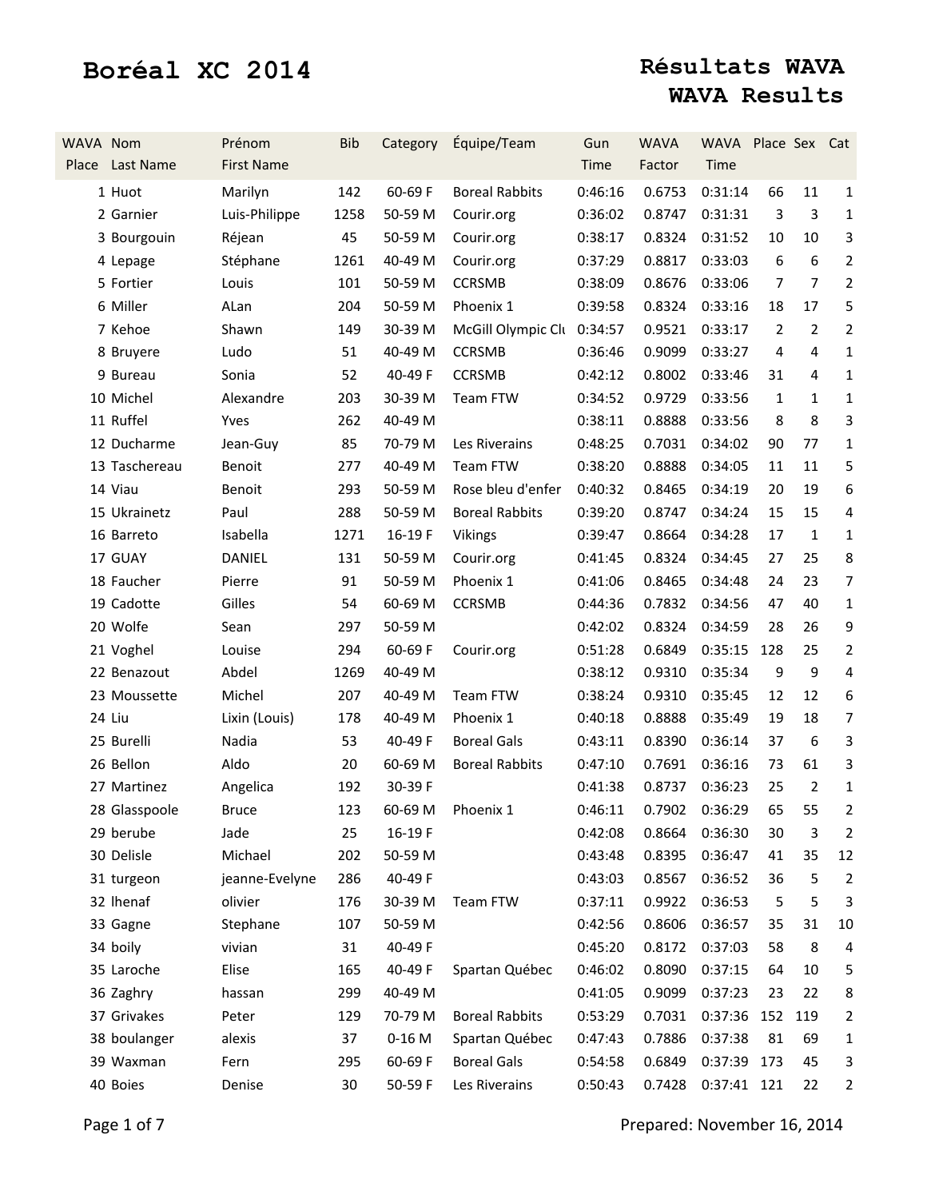# Boréal XC 2014

## Résultats WAVA
## WAVA Results

| WAVA Place | Nom Last Name | Prénom First Name | Bib | Category | Équipe/Team | Gun Time | WAVA Factor | WAVA Time | Place | Sex | Cat |
|---|---|---|---|---|---|---|---|---|---|---|---|
| 1 | Huot | Marilyn | 142 | 60-69 F | Boreal Rabbits | 0:46:16 | 0.6753 | 0:31:14 | 66 | 11 | 1 |
| 2 | Garnier | Luis-Philippe | 1258 | 50-59 M | Courir.org | 0:36:02 | 0.8747 | 0:31:31 | 3 | 3 | 1 |
| 3 | Bourgouin | Réjean | 45 | 50-59 M | Courir.org | 0:38:17 | 0.8324 | 0:31:52 | 10 | 10 | 3 |
| 4 | Lepage | Stéphane | 1261 | 40-49 M | Courir.org | 0:37:29 | 0.8817 | 0:33:03 | 6 | 6 | 2 |
| 5 | Fortier | Louis | 101 | 50-59 M | CCRSMB | 0:38:09 | 0.8676 | 0:33:06 | 7 | 7 | 2 |
| 6 | Miller | ALan | 204 | 50-59 M | Phoenix 1 | 0:39:58 | 0.8324 | 0:33:16 | 18 | 17 | 5 |
| 7 | Kehoe | Shawn | 149 | 30-39 M | McGill Olympic Clu | 0:34:57 | 0.9521 | 0:33:17 | 2 | 2 | 2 |
| 8 | Bruyere | Ludo | 51 | 40-49 M | CCRSMB | 0:36:46 | 0.9099 | 0:33:27 | 4 | 4 | 1 |
| 9 | Bureau | Sonia | 52 | 40-49 F | CCRSMB | 0:42:12 | 0.8002 | 0:33:46 | 31 | 4 | 1 |
| 10 | Michel | Alexandre | 203 | 30-39 M | Team FTW | 0:34:52 | 0.9729 | 0:33:56 | 1 | 1 | 1 |
| 11 | Ruffel | Yves | 262 | 40-49 M | | 0:38:11 | 0.8888 | 0:33:56 | 8 | 8 | 3 |
| 12 | Ducharme | Jean-Guy | 85 | 70-79 M | Les Riverains | 0:48:25 | 0.7031 | 0:34:02 | 90 | 77 | 1 |
| 13 | Taschereau | Benoit | 277 | 40-49 M | Team FTW | 0:38:20 | 0.8888 | 0:34:05 | 11 | 11 | 5 |
| 14 | Viau | Benoit | 293 | 50-59 M | Rose bleu d'enfer | 0:40:32 | 0.8465 | 0:34:19 | 20 | 19 | 6 |
| 15 | Ukrainetz | Paul | 288 | 50-59 M | Boreal Rabbits | 0:39:20 | 0.8747 | 0:34:24 | 15 | 15 | 4 |
| 16 | Barreto | Isabella | 1271 | 16-19 F | Vikings | 0:39:47 | 0.8664 | 0:34:28 | 17 | 1 | 1 |
| 17 | GUAY | DANIEL | 131 | 50-59 M | Courir.org | 0:41:45 | 0.8324 | 0:34:45 | 27 | 25 | 8 |
| 18 | Faucher | Pierre | 91 | 50-59 M | Phoenix 1 | 0:41:06 | 0.8465 | 0:34:48 | 24 | 23 | 7 |
| 19 | Cadotte | Gilles | 54 | 60-69 M | CCRSMB | 0:44:36 | 0.7832 | 0:34:56 | 47 | 40 | 1 |
| 20 | Wolfe | Sean | 297 | 50-59 M | | 0:42:02 | 0.8324 | 0:34:59 | 28 | 26 | 9 |
| 21 | Voghel | Louise | 294 | 60-69 F | Courir.org | 0:51:28 | 0.6849 | 0:35:15 | 128 | 25 | 2 |
| 22 | Benazout | Abdel | 1269 | 40-49 M | | 0:38:12 | 0.9310 | 0:35:34 | 9 | 9 | 4 |
| 23 | Moussette | Michel | 207 | 40-49 M | Team FTW | 0:38:24 | 0.9310 | 0:35:45 | 12 | 12 | 6 |
| 24 | Liu | Lixin (Louis) | 178 | 40-49 M | Phoenix 1 | 0:40:18 | 0.8888 | 0:35:49 | 19 | 18 | 7 |
| 25 | Burelli | Nadia | 53 | 40-49 F | Boreal Gals | 0:43:11 | 0.8390 | 0:36:14 | 37 | 6 | 3 |
| 26 | Bellon | Aldo | 20 | 60-69 M | Boreal Rabbits | 0:47:10 | 0.7691 | 0:36:16 | 73 | 61 | 3 |
| 27 | Martinez | Angelica | 192 | 30-39 F | | 0:41:38 | 0.8737 | 0:36:23 | 25 | 2 | 1 |
| 28 | Glasspoole | Bruce | 123 | 60-69 M | Phoenix 1 | 0:46:11 | 0.7902 | 0:36:29 | 65 | 55 | 2 |
| 29 | berube | Jade | 25 | 16-19 F | | 0:42:08 | 0.8664 | 0:36:30 | 30 | 3 | 2 |
| 30 | Delisle | Michael | 202 | 50-59 M | | 0:43:48 | 0.8395 | 0:36:47 | 41 | 35 | 12 |
| 31 | turgeon | jeanne-Evelyne | 286 | 40-49 F | | 0:43:03 | 0.8567 | 0:36:52 | 36 | 5 | 2 |
| 32 | lhenaf | olivier | 176 | 30-39 M | Team FTW | 0:37:11 | 0.9922 | 0:36:53 | 5 | 5 | 3 |
| 33 | Gagne | Stephane | 107 | 50-59 M | | 0:42:56 | 0.8606 | 0:36:57 | 35 | 31 | 10 |
| 34 | boily | vivian | 31 | 40-49 F | | 0:45:20 | 0.8172 | 0:37:03 | 58 | 8 | 4 |
| 35 | Laroche | Elise | 165 | 40-49 F | Spartan Québec | 0:46:02 | 0.8090 | 0:37:15 | 64 | 10 | 5 |
| 36 | Zaghry | hassan | 299 | 40-49 M | | 0:41:05 | 0.9099 | 0:37:23 | 23 | 22 | 8 |
| 37 | Grivakes | Peter | 129 | 70-79 M | Boreal Rabbits | 0:53:29 | 0.7031 | 0:37:36 | 152 | 119 | 2 |
| 38 | boulanger | alexis | 37 | 0-16 M | Spartan Québec | 0:47:43 | 0.7886 | 0:37:38 | 81 | 69 | 1 |
| 39 | Waxman | Fern | 295 | 60-69 F | Boreal Gals | 0:54:58 | 0.6849 | 0:37:39 | 173 | 45 | 3 |
| 40 | Boies | Denise | 30 | 50-59 F | Les Riverains | 0:50:43 | 0.7428 | 0:37:41 | 121 | 22 | 2 |

Prepared: November 16, 2014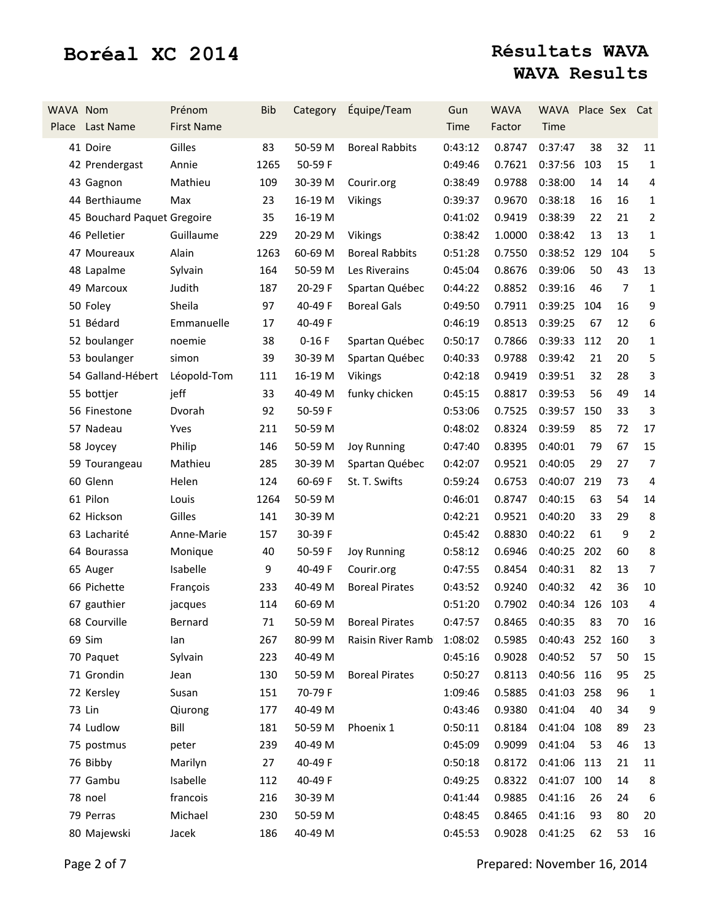# Boréal XC 2014

## Résultats WAVA
## WAVA Results

| WAVA Place | Nom Last Name | Prénom First Name | Bib | Category | Équipe/Team | Gun Time | WAVA Factor | WAVA Time | Place | Sex | Cat |
|---|---|---|---|---|---|---|---|---|---|---|---|
| 41 | Doire | Gilles | 83 | 50-59 M | Boreal Rabbits | 0:43:12 | 0.8747 | 0:37:47 | 38 | 32 | 11 |
| 42 | Prendergast | Annie | 1265 | 50-59 F | | 0:49:46 | 0.7621 | 0:37:56 | 103 | 15 | 1 |
| 43 | Gagnon | Mathieu | 109 | 30-39 M | Courir.org | 0:38:49 | 0.9788 | 0:38:00 | 14 | 14 | 4 |
| 44 | Berthiaume | Max | 23 | 16-19 M | Vikings | 0:39:37 | 0.9670 | 0:38:18 | 16 | 16 | 1 |
| 45 | Bouchard Paquet | Gregoire | 35 | 16-19 M | | 0:41:02 | 0.9419 | 0:38:39 | 22 | 21 | 2 |
| 46 | Pelletier | Guillaume | 229 | 20-29 M | Vikings | 0:38:42 | 1.0000 | 0:38:42 | 13 | 13 | 1 |
| 47 | Moureaux | Alain | 1263 | 60-69 M | Boreal Rabbits | 0:51:28 | 0.7550 | 0:38:52 | 129 | 104 | 5 |
| 48 | Lapalme | Sylvain | 164 | 50-59 M | Les Riverains | 0:45:04 | 0.8676 | 0:39:06 | 50 | 43 | 13 |
| 49 | Marcoux | Judith | 187 | 20-29 F | Spartan Québec | 0:44:22 | 0.8852 | 0:39:16 | 46 | 7 | 1 |
| 50 | Foley | Sheila | 97 | 40-49 F | Boreal Gals | 0:49:50 | 0.7911 | 0:39:25 | 104 | 16 | 9 |
| 51 | Bédard | Emmanuelle | 17 | 40-49 F | | 0:46:19 | 0.8513 | 0:39:25 | 67 | 12 | 6 |
| 52 | boulanger | noemie | 38 | 0-16 F | Spartan Québec | 0:50:17 | 0.7866 | 0:39:33 | 112 | 20 | 1 |
| 53 | boulanger | simon | 39 | 30-39 M | Spartan Québec | 0:40:33 | 0.9788 | 0:39:42 | 21 | 20 | 5 |
| 54 | Galland-Hébert | Léopold-Tom | 111 | 16-19 M | Vikings | 0:42:18 | 0.9419 | 0:39:51 | 32 | 28 | 3 |
| 55 | bottjer | jeff | 33 | 40-49 M | funky chicken | 0:45:15 | 0.8817 | 0:39:53 | 56 | 49 | 14 |
| 56 | Finestone | Dvorah | 92 | 50-59 F | | 0:53:06 | 0.7525 | 0:39:57 | 150 | 33 | 3 |
| 57 | Nadeau | Yves | 211 | 50-59 M | | 0:48:02 | 0.8324 | 0:39:59 | 85 | 72 | 17 |
| 58 | Joycey | Philip | 146 | 50-59 M | Joy Running | 0:47:40 | 0.8395 | 0:40:01 | 79 | 67 | 15 |
| 59 | Tourangeau | Mathieu | 285 | 30-39 M | Spartan Québec | 0:42:07 | 0.9521 | 0:40:05 | 29 | 27 | 7 |
| 60 | Glenn | Helen | 124 | 60-69 F | St. T. Swifts | 0:59:24 | 0.6753 | 0:40:07 | 219 | 73 | 4 |
| 61 | Pilon | Louis | 1264 | 50-59 M | | 0:46:01 | 0.8747 | 0:40:15 | 63 | 54 | 14 |
| 62 | Hickson | Gilles | 141 | 30-39 M | | 0:42:21 | 0.9521 | 0:40:20 | 33 | 29 | 8 |
| 63 | Lacharité | Anne-Marie | 157 | 30-39 F | | 0:45:42 | 0.8830 | 0:40:22 | 61 | 9 | 2 |
| 64 | Bourassa | Monique | 40 | 50-59 F | Joy Running | 0:58:12 | 0.6946 | 0:40:25 | 202 | 60 | 8 |
| 65 | Auger | Isabelle | 9 | 40-49 F | Courir.org | 0:47:55 | 0.8454 | 0:40:31 | 82 | 13 | 7 |
| 66 | Pichette | François | 233 | 40-49 M | Boreal Pirates | 0:43:52 | 0.9240 | 0:40:32 | 42 | 36 | 10 |
| 67 | gauthier | jacques | 114 | 60-69 M | | 0:51:20 | 0.7902 | 0:40:34 | 126 | 103 | 4 |
| 68 | Courville | Bernard | 71 | 50-59 M | Boreal Pirates | 0:47:57 | 0.8465 | 0:40:35 | 83 | 70 | 16 |
| 69 | Sim | Ian | 267 | 80-99 M | Raisin River Ramb | 1:08:02 | 0.5985 | 0:40:43 | 252 | 160 | 3 |
| 70 | Paquet | Sylvain | 223 | 40-49 M | | 0:45:16 | 0.9028 | 0:40:52 | 57 | 50 | 15 |
| 71 | Grondin | Jean | 130 | 50-59 M | Boreal Pirates | 0:50:27 | 0.8113 | 0:40:56 | 116 | 95 | 25 |
| 72 | Kersley | Susan | 151 | 70-79 F | | 1:09:46 | 0.5885 | 0:41:03 | 258 | 96 | 1 |
| 73 | Lin | Qiurong | 177 | 40-49 M | | 0:43:46 | 0.9380 | 0:41:04 | 40 | 34 | 9 |
| 74 | Ludlow | Bill | 181 | 50-59 M | Phoenix 1 | 0:50:11 | 0.8184 | 0:41:04 | 108 | 89 | 23 |
| 75 | postmus | peter | 239 | 40-49 M | | 0:45:09 | 0.9099 | 0:41:04 | 53 | 46 | 13 |
| 76 | Bibby | Marilyn | 27 | 40-49 F | | 0:50:18 | 0.8172 | 0:41:06 | 113 | 21 | 11 |
| 77 | Gambu | Isabelle | 112 | 40-49 F | | 0:49:25 | 0.8322 | 0:41:07 | 100 | 14 | 8 |
| 78 | noel | francois | 216 | 30-39 M | | 0:41:44 | 0.9885 | 0:41:16 | 26 | 24 | 6 |
| 79 | Perras | Michael | 230 | 50-59 M | | 0:48:45 | 0.8465 | 0:41:16 | 93 | 80 | 20 |
| 80 | Majewski | Jacek | 186 | 40-49 M | | 0:45:53 | 0.9028 | 0:41:25 | 62 | 53 | 16 |

Prepared: November 16, 2014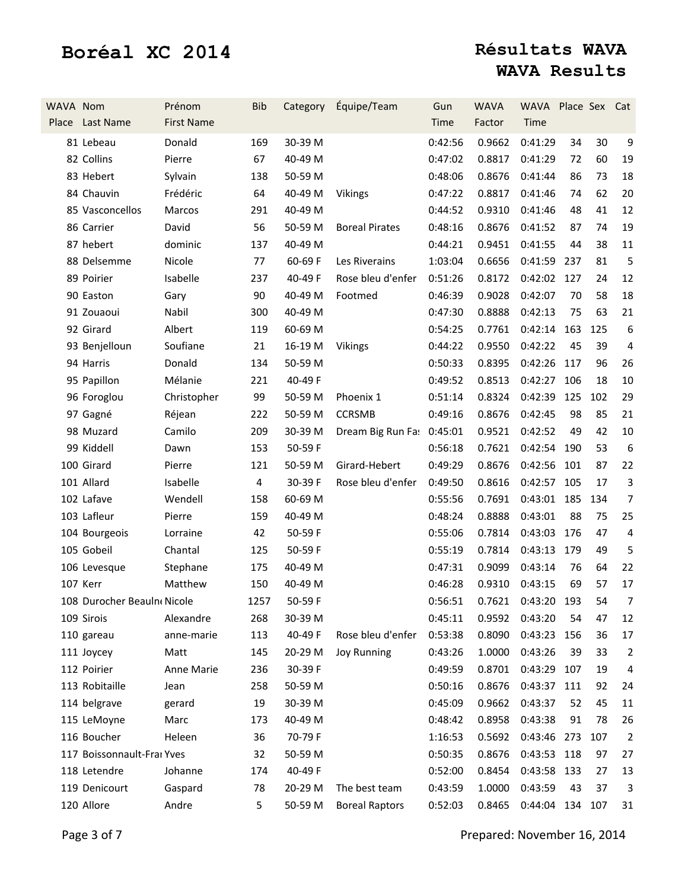# Boréal XC 2014

## Résultats WAVA
## WAVA Results

| WAVA Place | Nom Last Name | Prénom First Name | Bib | Category | Équipe/Team | Gun Time | WAVA Factor | WAVA Time | Place | Sex | Cat |
|---|---|---|---|---|---|---|---|---|---|---|---|
| 81 | Lebeau | Donald | 169 | 30-39 M | | 0:42:56 | 0.9662 | 0:41:29 | 34 | 30 | 9 |
| 82 | Collins | Pierre | 67 | 40-49 M | | 0:47:02 | 0.8817 | 0:41:29 | 72 | 60 | 19 |
| 83 | Hebert | Sylvain | 138 | 50-59 M | | 0:48:06 | 0.8676 | 0:41:44 | 86 | 73 | 18 |
| 84 | Chauvin | Frédéric | 64 | 40-49 M | Vikings | 0:47:22 | 0.8817 | 0:41:46 | 74 | 62 | 20 |
| 85 | Vasconcellos | Marcos | 291 | 40-49 M | | 0:44:52 | 0.9310 | 0:41:46 | 48 | 41 | 12 |
| 86 | Carrier | David | 56 | 50-59 M | Boreal Pirates | 0:48:16 | 0.8676 | 0:41:52 | 87 | 74 | 19 |
| 87 | hebert | dominic | 137 | 40-49 M | | 0:44:21 | 0.9451 | 0:41:55 | 44 | 38 | 11 |
| 88 | Delsemme | Nicole | 77 | 60-69 F | Les Riverains | 1:03:04 | 0.6656 | 0:41:59 | 237 | 81 | 5 |
| 89 | Poirier | Isabelle | 237 | 40-49 F | Rose bleu d'enfer | 0:51:26 | 0.8172 | 0:42:02 | 127 | 24 | 12 |
| 90 | Easton | Gary | 90 | 40-49 M | Footmed | 0:46:39 | 0.9028 | 0:42:07 | 70 | 58 | 18 |
| 91 | Zouaoui | Nabil | 300 | 40-49 M | | 0:47:30 | 0.8888 | 0:42:13 | 75 | 63 | 21 |
| 92 | Girard | Albert | 119 | 60-69 M | | 0:54:25 | 0.7761 | 0:42:14 | 163 | 125 | 6 |
| 93 | Benjelloun | Soufiane | 21 | 16-19 M | Vikings | 0:44:22 | 0.9550 | 0:42:22 | 45 | 39 | 4 |
| 94 | Harris | Donald | 134 | 50-59 M | | 0:50:33 | 0.8395 | 0:42:26 | 117 | 96 | 26 |
| 95 | Papillon | Mélanie | 221 | 40-49 F | | 0:49:52 | 0.8513 | 0:42:27 | 106 | 18 | 10 |
| 96 | Foroglou | Christopher | 99 | 50-59 M | Phoenix 1 | 0:51:14 | 0.8324 | 0:42:39 | 125 | 102 | 29 |
| 97 | Gagné | Réjean | 222 | 50-59 M | CCRSMB | 0:49:16 | 0.8676 | 0:42:45 | 98 | 85 | 21 |
| 98 | Muzard | Camilo | 209 | 30-39 M | Dream Big Run Fas | 0:45:01 | 0.9521 | 0:42:52 | 49 | 42 | 10 |
| 99 | Kiddell | Dawn | 153 | 50-59 F | | 0:56:18 | 0.7621 | 0:42:54 | 190 | 53 | 6 |
| 100 | Girard | Pierre | 121 | 50-59 M | Girard-Hebert | 0:49:29 | 0.8676 | 0:42:56 | 101 | 87 | 22 |
| 101 | Allard | Isabelle | 4 | 30-39 F | Rose bleu d'enfer | 0:49:50 | 0.8616 | 0:42:57 | 105 | 17 | 3 |
| 102 | Lafave | Wendell | 158 | 60-69 M | | 0:55:56 | 0.7691 | 0:43:01 | 185 | 134 | 7 |
| 103 | Lafleur | Pierre | 159 | 40-49 M | | 0:48:24 | 0.8888 | 0:43:01 | 88 | 75 | 25 |
| 104 | Bourgeois | Lorraine | 42 | 50-59 F | | 0:55:06 | 0.7814 | 0:43:03 | 176 | 47 | 4 |
| 105 | Gobeil | Chantal | 125 | 50-59 F | | 0:55:19 | 0.7814 | 0:43:13 | 179 | 49 | 5 |
| 106 | Levesque | Stephane | 175 | 40-49 M | | 0:47:31 | 0.9099 | 0:43:14 | 76 | 64 | 22 |
| 107 | Kerr | Matthew | 150 | 40-49 M | | 0:46:28 | 0.9310 | 0:43:15 | 69 | 57 | 17 |
| 108 | Durocher Beauln | Nicole | 1257 | 50-59 F | | 0:56:51 | 0.7621 | 0:43:20 | 193 | 54 | 7 |
| 109 | Sirois | Alexandre | 268 | 30-39 M | | 0:45:11 | 0.9592 | 0:43:20 | 54 | 47 | 12 |
| 110 | gareau | anne-marie | 113 | 40-49 F | Rose bleu d'enfer | 0:53:38 | 0.8090 | 0:43:23 | 156 | 36 | 17 |
| 111 | Joycey | Matt | 145 | 20-29 M | Joy Running | 0:43:26 | 1.0000 | 0:43:26 | 39 | 33 | 2 |
| 112 | Poirier | Anne Marie | 236 | 30-39 F | | 0:49:59 | 0.8701 | 0:43:29 | 107 | 19 | 4 |
| 113 | Robitaille | Jean | 258 | 50-59 M | | 0:50:16 | 0.8676 | 0:43:37 | 111 | 92 | 24 |
| 114 | belgrave | gerard | 19 | 30-39 M | | 0:45:09 | 0.9662 | 0:43:37 | 52 | 45 | 11 |
| 115 | LeMoyne | Marc | 173 | 40-49 M | | 0:48:42 | 0.8958 | 0:43:38 | 91 | 78 | 26 |
| 116 | Boucher | Heleen | 36 | 70-79 F | | 1:16:53 | 0.5692 | 0:43:46 | 273 | 107 | 2 |
| 117 | Boissonnault-Fran | Yves | 32 | 50-59 M | | 0:50:35 | 0.8676 | 0:43:53 | 118 | 97 | 27 |
| 118 | Letendre | Johanne | 174 | 40-49 F | | 0:52:00 | 0.8454 | 0:43:58 | 133 | 27 | 13 |
| 119 | Denicourt | Gaspard | 78 | 20-29 M | The best team | 0:43:59 | 1.0000 | 0:43:59 | 43 | 37 | 3 |
| 120 | Allore | Andre | 5 | 50-59 M | Boreal Raptors | 0:52:03 | 0.8465 | 0:44:04 | 134 | 107 | 31 |

Prepared: November 16, 2014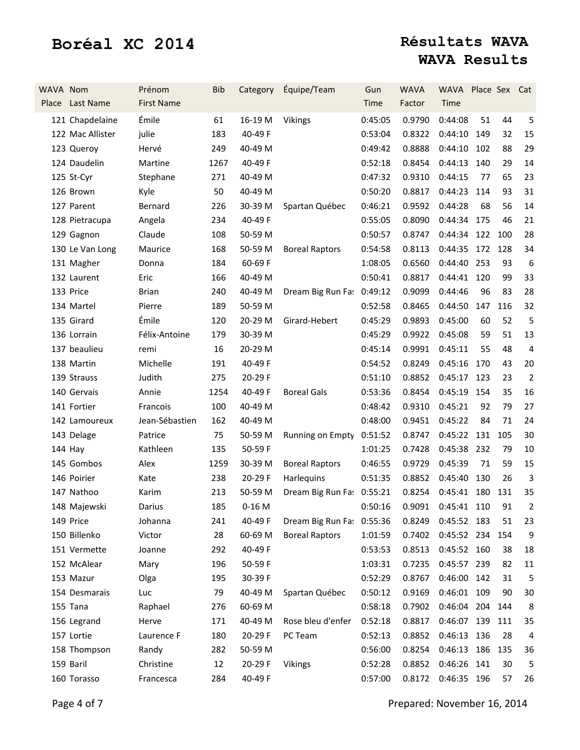# Boréal XC 2014

## Résultats WAVA
## WAVA Results

| WAVA Place | Nom Last Name | Prénom First Name | Bib | Category | Équipe/Team | Gun Time | WAVA Factor | WAVA Time | Place | Sex | Cat |
|---|---|---|---|---|---|---|---|---|---|---|---|
| 121 | Chapdelaine | Émile | 61 | 16-19 M | Vikings | 0:45:05 | 0.9790 | 0:44:08 | 51 | 44 | 5 |
| 122 | Mac Allister | julie | 183 | 40-49 F | | 0:53:04 | 0.8322 | 0:44:10 | 149 | 32 | 15 |
| 123 | Queroy | Hervé | 249 | 40-49 M | | 0:49:42 | 0.8888 | 0:44:10 | 102 | 88 | 29 |
| 124 | Daudelin | Martine | 1267 | 40-49 F | | 0:52:18 | 0.8454 | 0:44:13 | 140 | 29 | 14 |
| 125 | St-Cyr | Stephane | 271 | 40-49 M | | 0:47:32 | 0.9310 | 0:44:15 | 77 | 65 | 23 |
| 126 | Brown | Kyle | 50 | 40-49 M | | 0:50:20 | 0.8817 | 0:44:23 | 114 | 93 | 31 |
| 127 | Parent | Bernard | 226 | 30-39 M | Spartan Québec | 0:46:21 | 0.9592 | 0:44:28 | 68 | 56 | 14 |
| 128 | Pietracupa | Angela | 234 | 40-49 F | | 0:55:05 | 0.8090 | 0:44:34 | 175 | 46 | 21 |
| 129 | Gagnon | Claude | 108 | 50-59 M | | 0:50:57 | 0.8747 | 0:44:34 | 122 | 100 | 28 |
| 130 | Le Van Long | Maurice | 168 | 50-59 M | Boreal Raptors | 0:54:58 | 0.8113 | 0:44:35 | 172 | 128 | 34 |
| 131 | Magher | Donna | 184 | 60-69 F | | 1:08:05 | 0.6560 | 0:44:40 | 253 | 93 | 6 |
| 132 | Laurent | Eric | 166 | 40-49 M | | 0:50:41 | 0.8817 | 0:44:41 | 120 | 99 | 33 |
| 133 | Price | Brian | 240 | 40-49 M | Dream Big Run Fa: | 0:49:12 | 0.9099 | 0:44:46 | 96 | 83 | 28 |
| 134 | Martel | Pierre | 189 | 50-59 M | | 0:52:58 | 0.8465 | 0:44:50 | 147 | 116 | 32 |
| 135 | Girard | Émile | 120 | 20-29 M | Girard-Hebert | 0:45:29 | 0.9893 | 0:45:00 | 60 | 52 | 5 |
| 136 | Lorrain | Félix-Antoine | 179 | 30-39 M | | 0:45:29 | 0.9922 | 0:45:08 | 59 | 51 | 13 |
| 137 | beaulieu | remi | 16 | 20-29 M | | 0:45:14 | 0.9991 | 0:45:11 | 55 | 48 | 4 |
| 138 | Martin | Michelle | 191 | 40-49 F | | 0:54:52 | 0.8249 | 0:45:16 | 170 | 43 | 20 |
| 139 | Strauss | Judith | 275 | 20-29 F | | 0:51:10 | 0.8852 | 0:45:17 | 123 | 23 | 2 |
| 140 | Gervais | Annie | 1254 | 40-49 F | Boreal Gals | 0:53:36 | 0.8454 | 0:45:19 | 154 | 35 | 16 |
| 141 | Fortier | Francois | 100 | 40-49 M | | 0:48:42 | 0.9310 | 0:45:21 | 92 | 79 | 27 |
| 142 | Lamoureux | Jean-Sébastien | 162 | 40-49 M | | 0:48:00 | 0.9451 | 0:45:22 | 84 | 71 | 24 |
| 143 | Delage | Patrice | 75 | 50-59 M | Running on Empty | 0:51:52 | 0.8747 | 0:45:22 | 131 | 105 | 30 |
| 144 | Hay | Kathleen | 135 | 50-59 F | | 1:01:25 | 0.7428 | 0:45:38 | 232 | 79 | 10 |
| 145 | Gombos | Alex | 1259 | 30-39 M | Boreal Raptors | 0:46:55 | 0.9729 | 0:45:39 | 71 | 59 | 15 |
| 146 | Poirier | Kate | 238 | 20-29 F | Harlequins | 0:51:35 | 0.8852 | 0:45:40 | 130 | 26 | 3 |
| 147 | Nathoo | Karim | 213 | 50-59 M | Dream Big Run Fa: | 0:55:21 | 0.8254 | 0:45:41 | 180 | 131 | 35 |
| 148 | Majewski | Darius | 185 | 0-16 M | | 0:50:16 | 0.9091 | 0:45:41 | 110 | 91 | 2 |
| 149 | Price | Johanna | 241 | 40-49 F | Dream Big Run Fa: | 0:55:36 | 0.8249 | 0:45:52 | 183 | 51 | 23 |
| 150 | Billenko | Victor | 28 | 60-69 M | Boreal Raptors | 1:01:59 | 0.7402 | 0:45:52 | 234 | 154 | 9 |
| 151 | Vermette | Joanne | 292 | 40-49 F | | 0:53:53 | 0.8513 | 0:45:52 | 160 | 38 | 18 |
| 152 | McAlear | Mary | 196 | 50-59 F | | 1:03:31 | 0.7235 | 0:45:57 | 239 | 82 | 11 |
| 153 | Mazur | Olga | 195 | 30-39 F | | 0:52:29 | 0.8767 | 0:46:00 | 142 | 31 | 5 |
| 154 | Desmarais | Luc | 79 | 40-49 M | Spartan Québec | 0:50:12 | 0.9169 | 0:46:01 | 109 | 90 | 30 |
| 155 | Tana | Raphael | 276 | 60-69 M | | 0:58:18 | 0.7902 | 0:46:04 | 204 | 144 | 8 |
| 156 | Legrand | Herve | 171 | 40-49 M | Rose bleu d'enfer | 0:52:18 | 0.8817 | 0:46:07 | 139 | 111 | 35 |
| 157 | Lortie | Laurence F | 180 | 20-29 F | PC Team | 0:52:13 | 0.8852 | 0:46:13 | 136 | 28 | 4 |
| 158 | Thompson | Randy | 282 | 50-59 M | | 0:56:00 | 0.8254 | 0:46:13 | 186 | 135 | 36 |
| 159 | Baril | Christine | 12 | 20-29 F | Vikings | 0:52:28 | 0.8852 | 0:46:26 | 141 | 30 | 5 |
| 160 | Torasso | Francesca | 284 | 40-49 F | | 0:57:00 | 0.8172 | 0:46:35 | 196 | 57 | 26 |

Prepared: November 16, 2014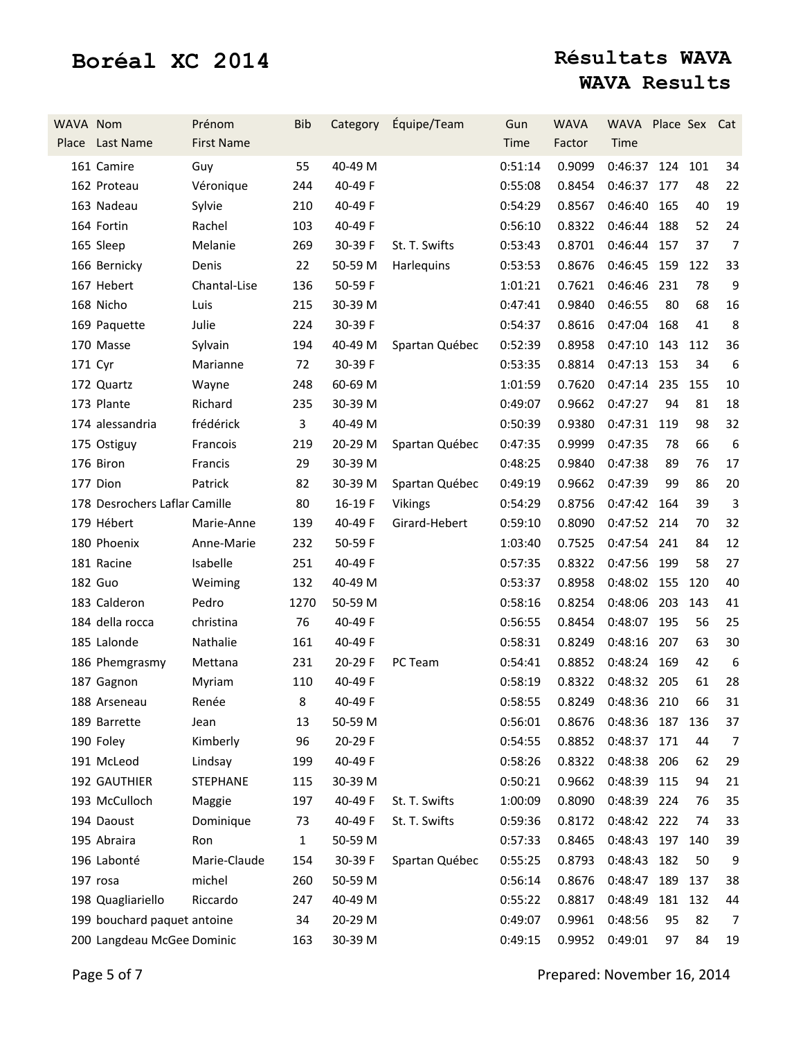# Boréal XC 2014

## Résultats WAVA
## WAVA Results

| WAVA Place | Nom Last Name | Prénom First Name | Bib | Category | Équipe/Team | Gun Time | WAVA Factor | WAVA Time | Place | Sex | Cat |
|---|---|---|---|---|---|---|---|---|---|---|---|
| 161 | Camire | Guy | 55 | 40-49 M | | 0:51:14 | 0.9099 | 0:46:37 | 124 | 101 | 34 |
| 162 | Proteau | Véronique | 244 | 40-49 F | | 0:55:08 | 0.8454 | 0:46:37 | 177 | 48 | 22 |
| 163 | Nadeau | Sylvie | 210 | 40-49 F | | 0:54:29 | 0.8567 | 0:46:40 | 165 | 40 | 19 |
| 164 | Fortin | Rachel | 103 | 40-49 F | | 0:56:10 | 0.8322 | 0:46:44 | 188 | 52 | 24 |
| 165 | Sleep | Melanie | 269 | 30-39 F | St. T. Swifts | 0:53:43 | 0.8701 | 0:46:44 | 157 | 37 | 7 |
| 166 | Bernicky | Denis | 22 | 50-59 M | Harlequins | 0:53:53 | 0.8676 | 0:46:45 | 159 | 122 | 33 |
| 167 | Hebert | Chantal-Lise | 136 | 50-59 F | | 1:01:21 | 0.7621 | 0:46:46 | 231 | 78 | 9 |
| 168 | Nicho | Luis | 215 | 30-39 M | | 0:47:41 | 0.9840 | 0:46:55 | 80 | 68 | 16 |
| 169 | Paquette | Julie | 224 | 30-39 F | | 0:54:37 | 0.8616 | 0:47:04 | 168 | 41 | 8 |
| 170 | Masse | Sylvain | 194 | 40-49 M | Spartan Québec | 0:52:39 | 0.8958 | 0:47:10 | 143 | 112 | 36 |
| 171 | Cyr | Marianne | 72 | 30-39 F | | 0:53:35 | 0.8814 | 0:47:13 | 153 | 34 | 6 |
| 172 | Quartz | Wayne | 248 | 60-69 M | | 1:01:59 | 0.7620 | 0:47:14 | 235 | 155 | 10 |
| 173 | Plante | Richard | 235 | 30-39 M | | 0:49:07 | 0.9662 | 0:47:27 | 94 | 81 | 18 |
| 174 | alessandria | frédérick | 3 | 40-49 M | | 0:50:39 | 0.9380 | 0:47:31 | 119 | 98 | 32 |
| 175 | Ostiguy | Francois | 219 | 20-29 M | Spartan Québec | 0:47:35 | 0.9999 | 0:47:35 | 78 | 66 | 6 |
| 176 | Biron | Francis | 29 | 30-39 M | | 0:48:25 | 0.9840 | 0:47:38 | 89 | 76 | 17 |
| 177 | Dion | Patrick | 82 | 30-39 M | Spartan Québec | 0:49:19 | 0.9662 | 0:47:39 | 99 | 86 | 20 |
| 178 | Desrochers Laflar | Camille | 80 | 16-19 F | Vikings | 0:54:29 | 0.8756 | 0:47:42 | 164 | 39 | 3 |
| 179 | Hébert | Marie-Anne | 139 | 40-49 F | Girard-Hebert | 0:59:10 | 0.8090 | 0:47:52 | 214 | 70 | 32 |
| 180 | Phoenix | Anne-Marie | 232 | 50-59 F | | 1:03:40 | 0.7525 | 0:47:54 | 241 | 84 | 12 |
| 181 | Racine | Isabelle | 251 | 40-49 F | | 0:57:35 | 0.8322 | 0:47:56 | 199 | 58 | 27 |
| 182 | Guo | Weiming | 132 | 40-49 M | | 0:53:37 | 0.8958 | 0:48:02 | 155 | 120 | 40 |
| 183 | Calderon | Pedro | 1270 | 50-59 M | | 0:58:16 | 0.8254 | 0:48:06 | 203 | 143 | 41 |
| 184 | della rocca | christina | 76 | 40-49 F | | 0:56:55 | 0.8454 | 0:48:07 | 195 | 56 | 25 |
| 185 | Lalonde | Nathalie | 161 | 40-49 F | | 0:58:31 | 0.8249 | 0:48:16 | 207 | 63 | 30 |
| 186 | Phemgrasmy | Mettana | 231 | 20-29 F | PC Team | 0:54:41 | 0.8852 | 0:48:24 | 169 | 42 | 6 |
| 187 | Gagnon | Myriam | 110 | 40-49 F | | 0:58:19 | 0.8322 | 0:48:32 | 205 | 61 | 28 |
| 188 | Arseneau | Renée | 8 | 40-49 F | | 0:58:55 | 0.8249 | 0:48:36 | 210 | 66 | 31 |
| 189 | Barrette | Jean | 13 | 50-59 M | | 0:56:01 | 0.8676 | 0:48:36 | 187 | 136 | 37 |
| 190 | Foley | Kimberly | 96 | 20-29 F | | 0:54:55 | 0.8852 | 0:48:37 | 171 | 44 | 7 |
| 191 | McLeod | Lindsay | 199 | 40-49 F | | 0:58:26 | 0.8322 | 0:48:38 | 206 | 62 | 29 |
| 192 | GAUTHIER | STEPHANE | 115 | 30-39 M | | 0:50:21 | 0.9662 | 0:48:39 | 115 | 94 | 21 |
| 193 | McCulloch | Maggie | 197 | 40-49 F | St. T. Swifts | 1:00:09 | 0.8090 | 0:48:39 | 224 | 76 | 35 |
| 194 | Daoust | Dominique | 73 | 40-49 F | St. T. Swifts | 0:59:36 | 0.8172 | 0:48:42 | 222 | 74 | 33 |
| 195 | Abraira | Ron | 1 | 50-59 M | | 0:57:33 | 0.8465 | 0:48:43 | 197 | 140 | 39 |
| 196 | Labonté | Marie-Claude | 154 | 30-39 F | Spartan Québec | 0:55:25 | 0.8793 | 0:48:43 | 182 | 50 | 9 |
| 197 | rosa | michel | 260 | 50-59 M | | 0:56:14 | 0.8676 | 0:48:47 | 189 | 137 | 38 |
| 198 | Quagliariello | Riccardo | 247 | 40-49 M | | 0:55:22 | 0.8817 | 0:48:49 | 181 | 132 | 44 |
| 199 | bouchard paquet | antoine | 34 | 20-29 M | | 0:49:07 | 0.9961 | 0:48:56 | 95 | 82 | 7 |
| 200 | Langdeau McGee | Dominic | 163 | 30-39 M | | 0:49:15 | 0.9952 | 0:49:01 | 97 | 84 | 19 |

Prepared: November 16, 2014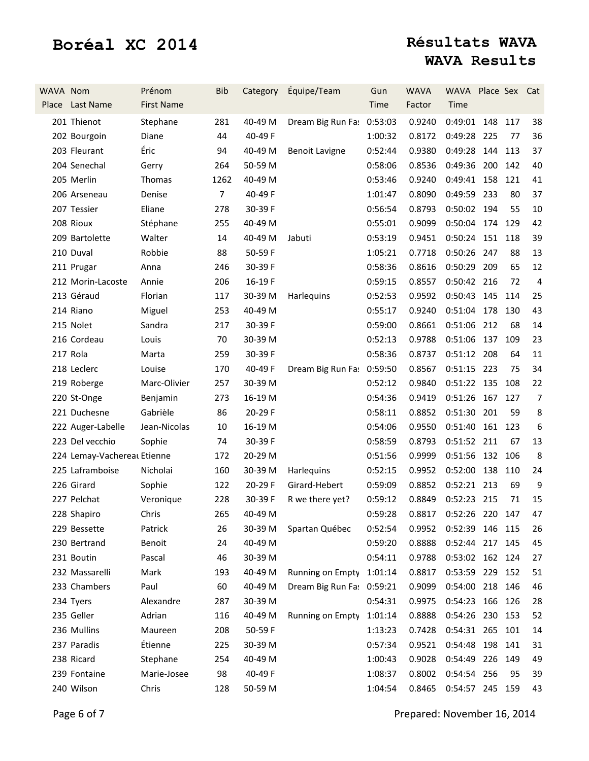# Boréal XC 2014

## Résultats WAVA
## WAVA Results

| WAVA Place | Nom Last Name | Prénom First Name | Bib | Category | Équipe/Team | Gun Time | WAVA Factor | WAVA Time | Place | Sex | Cat |
|---|---|---|---|---|---|---|---|---|---|---|---|
| 201 | Thienot | Stephane | 281 | 40-49 M | Dream Big Run Fas | 0:53:03 | 0.9240 | 0:49:01 | 148 | 117 | 38 |
| 202 | Bourgoin | Diane | 44 | 40-49 F | | 1:00:32 | 0.8172 | 0:49:28 | 225 | 77 | 36 |
| 203 | Fleurant | Éric | 94 | 40-49 M | Benoit Lavigne | 0:52:44 | 0.9380 | 0:49:28 | 144 | 113 | 37 |
| 204 | Senechal | Gerry | 264 | 50-59 M | | 0:58:06 | 0.8536 | 0:49:36 | 200 | 142 | 40 |
| 205 | Merlin | Thomas | 1262 | 40-49 M | | 0:53:46 | 0.9240 | 0:49:41 | 158 | 121 | 41 |
| 206 | Arseneau | Denise | 7 | 40-49 F | | 1:01:47 | 0.8090 | 0:49:59 | 233 | 80 | 37 |
| 207 | Tessier | Eliane | 278 | 30-39 F | | 0:56:54 | 0.8793 | 0:50:02 | 194 | 55 | 10 |
| 208 | Rioux | Stéphane | 255 | 40-49 M | | 0:55:01 | 0.9099 | 0:50:04 | 174 | 129 | 42 |
| 209 | Bartolette | Walter | 14 | 40-49 M | Jabuti | 0:53:19 | 0.9451 | 0:50:24 | 151 | 118 | 39 |
| 210 | Duval | Robbie | 88 | 50-59 F | | 1:05:21 | 0.7718 | 0:50:26 | 247 | 88 | 13 |
| 211 | Prugar | Anna | 246 | 30-39 F | | 0:58:36 | 0.8616 | 0:50:29 | 209 | 65 | 12 |
| 212 | Morin-Lacoste | Annie | 206 | 16-19 F | | 0:59:15 | 0.8557 | 0:50:42 | 216 | 72 | 4 |
| 213 | Géraud | Florian | 117 | 30-39 M | Harlequins | 0:52:53 | 0.9592 | 0:50:43 | 145 | 114 | 25 |
| 214 | Riano | Miguel | 253 | 40-49 M | | 0:55:17 | 0.9240 | 0:51:04 | 178 | 130 | 43 |
| 215 | Nolet | Sandra | 217 | 30-39 F | | 0:59:00 | 0.8661 | 0:51:06 | 212 | 68 | 14 |
| 216 | Cordeau | Louis | 70 | 30-39 M | | 0:52:13 | 0.9788 | 0:51:06 | 137 | 109 | 23 |
| 217 | Rola | Marta | 259 | 30-39 F | | 0:58:36 | 0.8737 | 0:51:12 | 208 | 64 | 11 |
| 218 | Leclerc | Louise | 170 | 40-49 F | Dream Big Run Fas | 0:59:50 | 0.8567 | 0:51:15 | 223 | 75 | 34 |
| 219 | Roberge | Marc-Olivier | 257 | 30-39 M | | 0:52:12 | 0.9840 | 0:51:22 | 135 | 108 | 22 |
| 220 | St-Onge | Benjamin | 273 | 16-19 M | | 0:54:36 | 0.9419 | 0:51:26 | 167 | 127 | 7 |
| 221 | Duchesne | Gabrièle | 86 | 20-29 F | | 0:58:11 | 0.8852 | 0:51:30 | 201 | 59 | 8 |
| 222 | Auger-Labelle | Jean-Nicolas | 10 | 16-19 M | | 0:54:06 | 0.9550 | 0:51:40 | 161 | 123 | 6 |
| 223 | Del vecchio | Sophie | 74 | 30-39 F | | 0:58:59 | 0.8793 | 0:51:52 | 211 | 67 | 13 |
| 224 | Lemay-Vachereau | Etienne | 172 | 20-29 M | | 0:51:56 | 0.9999 | 0:51:56 | 132 | 106 | 8 |
| 225 | Laframboise | Nicholai | 160 | 30-39 M | Harlequins | 0:52:15 | 0.9952 | 0:52:00 | 138 | 110 | 24 |
| 226 | Girard | Sophie | 122 | 20-29 F | Girard-Hebert | 0:59:09 | 0.8852 | 0:52:21 | 213 | 69 | 9 |
| 227 | Pelchat | Veronique | 228 | 30-39 F | R we there yet? | 0:59:12 | 0.8849 | 0:52:23 | 215 | 71 | 15 |
| 228 | Shapiro | Chris | 265 | 40-49 M | | 0:59:28 | 0.8817 | 0:52:26 | 220 | 147 | 47 |
| 229 | Bessette | Patrick | 26 | 30-39 M | Spartan Québec | 0:52:54 | 0.9952 | 0:52:39 | 146 | 115 | 26 |
| 230 | Bertrand | Benoit | 24 | 40-49 M | | 0:59:20 | 0.8888 | 0:52:44 | 217 | 145 | 45 |
| 231 | Boutin | Pascal | 46 | 30-39 M | | 0:54:11 | 0.9788 | 0:53:02 | 162 | 124 | 27 |
| 232 | Massarelli | Mark | 193 | 40-49 M | Running on Empty | 1:01:14 | 0.8817 | 0:53:59 | 229 | 152 | 51 |
| 233 | Chambers | Paul | 60 | 40-49 M | Dream Big Run Fas | 0:59:21 | 0.9099 | 0:54:00 | 218 | 146 | 46 |
| 234 | Tyers | Alexandre | 287 | 30-39 M | | 0:54:31 | 0.9975 | 0:54:23 | 166 | 126 | 28 |
| 235 | Geller | Adrian | 116 | 40-49 M | Running on Empty | 1:01:14 | 0.8888 | 0:54:26 | 230 | 153 | 52 |
| 236 | Mullins | Maureen | 208 | 50-59 F | | 1:13:23 | 0.7428 | 0:54:31 | 265 | 101 | 14 |
| 237 | Paradis | Étienne | 225 | 30-39 M | | 0:57:34 | 0.9521 | 0:54:48 | 198 | 141 | 31 |
| 238 | Ricard | Stephane | 254 | 40-49 M | | 1:00:43 | 0.9028 | 0:54:49 | 226 | 149 | 49 |
| 239 | Fontaine | Marie-Josee | 98 | 40-49 F | | 1:08:37 | 0.8002 | 0:54:54 | 256 | 95 | 39 |
| 240 | Wilson | Chris | 128 | 50-59 M | | 1:04:54 | 0.8465 | 0:54:57 | 245 | 159 | 43 |

Prepared: November 16, 2014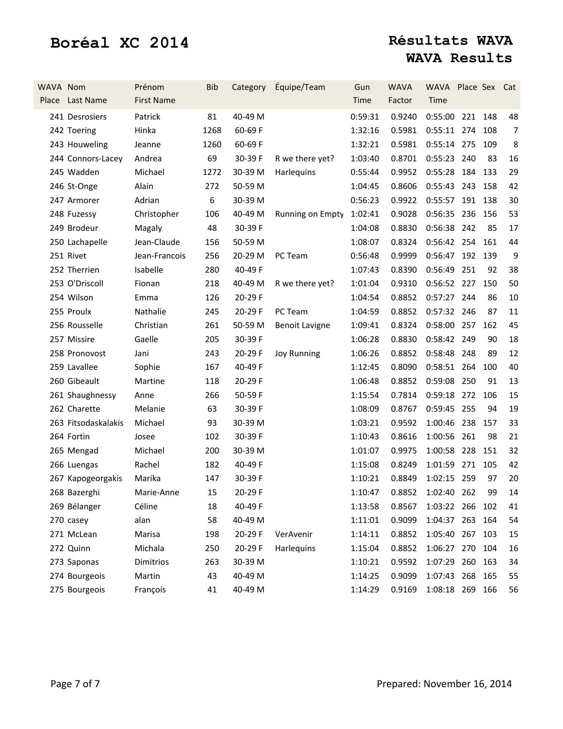# Boréal XC 2014

## Résultats WAVA
## WAVA Results

| WAVA Place | Nom Last Name | Prénom First Name | Bib | Category | Équipe/Team | Gun Time | WAVA Factor | WAVA Time | Place | Sex | Cat |
|---|---|---|---|---|---|---|---|---|---|---|---|
| 241 | Desrosiers | Patrick | 81 | 40-49 M | | 0:59:31 | 0.9240 | 0:55:00 | 221 | 148 | 48 |
| 242 | Toering | Hinka | 1268 | 60-69 F | | 1:32:16 | 0.5981 | 0:55:11 | 274 | 108 | 7 |
| 243 | Houweling | Jeanne | 1260 | 60-69 F | | 1:32:21 | 0.5981 | 0:55:14 | 275 | 109 | 8 |
| 244 | Connors-Lacey | Andrea | 69 | 30-39 F | R we there yet? | 1:03:40 | 0.8701 | 0:55:23 | 240 | 83 | 16 |
| 245 | Wadden | Michael | 1272 | 30-39 M | Harlequins | 0:55:44 | 0.9952 | 0:55:28 | 184 | 133 | 29 |
| 246 | St-Onge | Alain | 272 | 50-59 M | | 1:04:45 | 0.8606 | 0:55:43 | 243 | 158 | 42 |
| 247 | Armorer | Adrian | 6 | 30-39 M | | 0:56:23 | 0.9922 | 0:55:57 | 191 | 138 | 30 |
| 248 | Fuzessy | Christopher | 106 | 40-49 M | Running on Empty | 1:02:41 | 0.9028 | 0:56:35 | 236 | 156 | 53 |
| 249 | Brodeur | Magaly | 48 | 30-39 F | | 1:04:08 | 0.8830 | 0:56:38 | 242 | 85 | 17 |
| 250 | Lachapelle | Jean-Claude | 156 | 50-59 M | | 1:08:07 | 0.8324 | 0:56:42 | 254 | 161 | 44 |
| 251 | Rivet | Jean-Francois | 256 | 20-29 M | PC Team | 0:56:48 | 0.9999 | 0:56:47 | 192 | 139 | 9 |
| 252 | Therrien | Isabelle | 280 | 40-49 F | | 1:07:43 | 0.8390 | 0:56:49 | 251 | 92 | 38 |
| 253 | O'Driscoll | Fionan | 218 | 40-49 M | R we there yet? | 1:01:04 | 0.9310 | 0:56:52 | 227 | 150 | 50 |
| 254 | Wilson | Emma | 126 | 20-29 F | | 1:04:54 | 0.8852 | 0:57:27 | 244 | 86 | 10 |
| 255 | Proulx | Nathalie | 245 | 20-29 F | PC Team | 1:04:59 | 0.8852 | 0:57:32 | 246 | 87 | 11 |
| 256 | Rousselle | Christian | 261 | 50-59 M | Benoit Lavigne | 1:09:41 | 0.8324 | 0:58:00 | 257 | 162 | 45 |
| 257 | Missire | Gaelle | 205 | 30-39 F | | 1:06:28 | 0.8830 | 0:58:42 | 249 | 90 | 18 |
| 258 | Pronovost | Jani | 243 | 20-29 F | Joy Running | 1:06:26 | 0.8852 | 0:58:48 | 248 | 89 | 12 |
| 259 | Lavallee | Sophie | 167 | 40-49 F | | 1:12:45 | 0.8090 | 0:58:51 | 264 | 100 | 40 |
| 260 | Gibeault | Martine | 118 | 20-29 F | | 1:06:48 | 0.8852 | 0:59:08 | 250 | 91 | 13 |
| 261 | Shaughnessy | Anne | 266 | 50-59 F | | 1:15:54 | 0.7814 | 0:59:18 | 272 | 106 | 15 |
| 262 | Charette | Melanie | 63 | 30-39 F | | 1:08:09 | 0.8767 | 0:59:45 | 255 | 94 | 19 |
| 263 | Fitsodaskalakis | Michael | 93 | 30-39 M | | 1:03:21 | 0.9592 | 1:00:46 | 238 | 157 | 33 |
| 264 | Fortin | Josee | 102 | 30-39 F | | 1:10:43 | 0.8616 | 1:00:56 | 261 | 98 | 21 |
| 265 | Mengad | Michael | 200 | 30-39 M | | 1:01:07 | 0.9975 | 1:00:58 | 228 | 151 | 32 |
| 266 | Luengas | Rachel | 182 | 40-49 F | | 1:15:08 | 0.8249 | 1:01:59 | 271 | 105 | 42 |
| 267 | Kapogeorgakis | Marika | 147 | 30-39 F | | 1:10:21 | 0.8849 | 1:02:15 | 259 | 97 | 20 |
| 268 | Bazerghi | Marie-Anne | 15 | 20-29 F | | 1:10:47 | 0.8852 | 1:02:40 | 262 | 99 | 14 |
| 269 | Bélanger | Céline | 18 | 40-49 F | | 1:13:58 | 0.8567 | 1:03:22 | 266 | 102 | 41 |
| 270 | casey | alan | 58 | 40-49 M | | 1:11:01 | 0.9099 | 1:04:37 | 263 | 164 | 54 |
| 271 | McLean | Marisa | 198 | 20-29 F | VerAvenir | 1:14:11 | 0.8852 | 1:05:40 | 267 | 103 | 15 |
| 272 | Quinn | Michala | 250 | 20-29 F | Harlequins | 1:15:04 | 0.8852 | 1:06:27 | 270 | 104 | 16 |
| 273 | Saponas | Dimitrios | 263 | 30-39 M | | 1:10:21 | 0.9592 | 1:07:29 | 260 | 163 | 34 |
| 274 | Bourgeois | Martin | 43 | 40-49 M | | 1:14:25 | 0.9099 | 1:07:43 | 268 | 165 | 55 |
| 275 | Bourgeois | François | 41 | 40-49 M | | 1:14:29 | 0.9169 | 1:08:18 | 269 | 166 | 56 |

Prepared: November 16, 2014